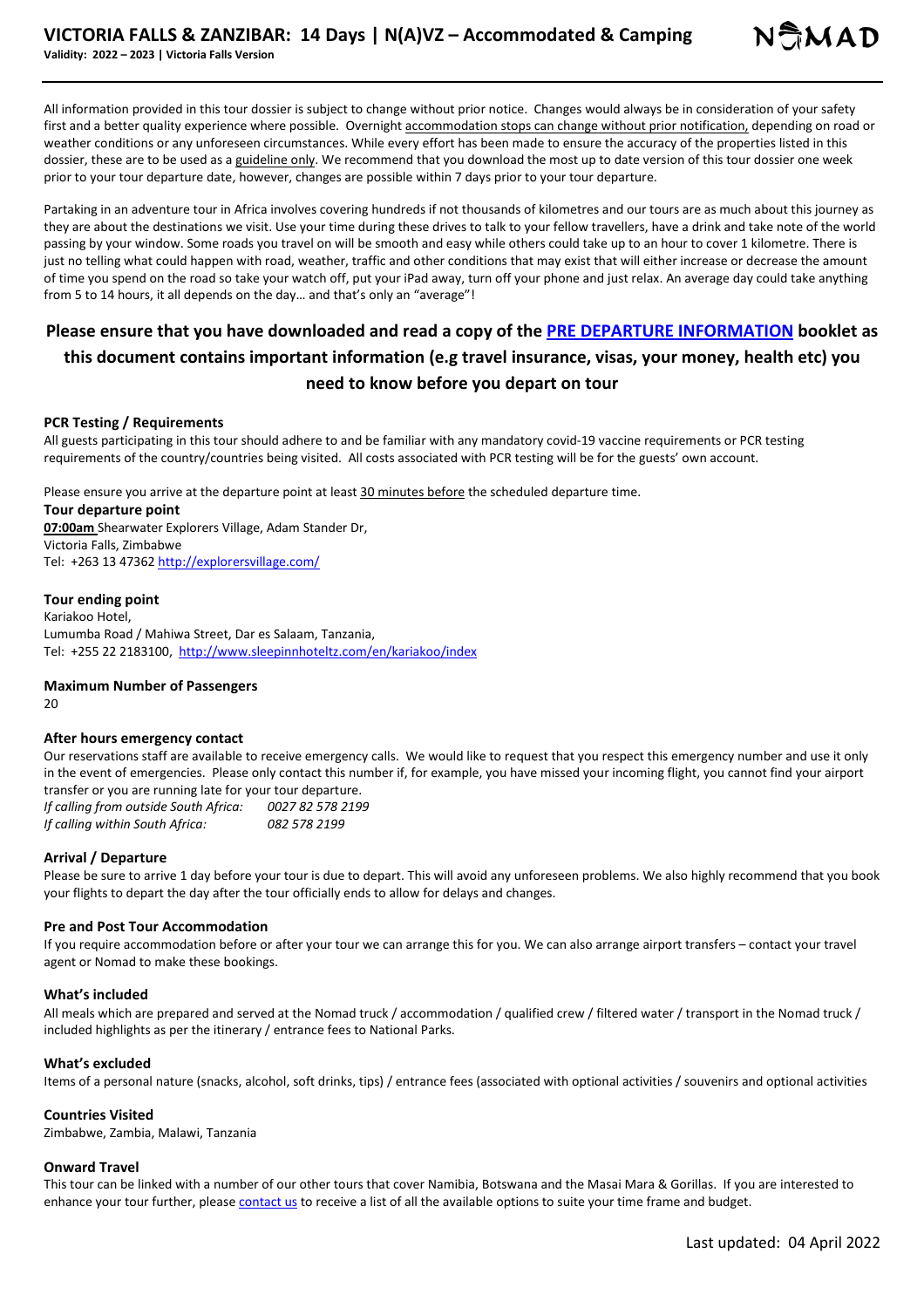# VICTORIA FALLS & ZANZIBAR: 14 Days | N(A)VZ – Accommodated & Camping

**Validity: 2022 – 2023 | Victoria Falls Version**

All information provided in this tour dossier is subject to change without prior notice. Changes would always be in consideration of your safety first and a better quality experience where possible. Overnight accommodation stops can change without prior notification, depending on road or weather conditions or any unforeseen circumstances. While every effort has been made to ensure the accuracy of the properties listed in this dossier, these are to be used as a guideline only. We recommend that you download the most up to date version of this tour dossier one week prior to your tour departure date, however, changes are possible within 7 days prior to your tour departure.

Partaking in an adventure tour in Africa involves covering hundreds if not thousands of kilometres and our tours are as much about this journey as they are about the destinations we visit. Use your time during these drives to talk to your fellow travellers, have a drink and take note of the world passing by your window. Some roads you travel on will be smooth and easy while others could take up to an hour to cover 1 kilometre. There is just no telling what could happen with road, weather, traffic and other conditions that may exist that will either increase or decrease the amount of time you spend on the road so take your watch off, put your iPad away, turn off your phone and just relax. An average day could take anything from 5 to 14 hours, it all depends on the day… and that's only an "average"!

## Please ensure that you have downloaded and read a copy of the PRE DEPARTURE INFORMATION booklet as this document contains important information (e.g travel insurance, visas, your money, health etc) you need to know before you depart on tour

### PCR Testing / Requirements

All guests participating in this tour should adhere to and be familiar with any mandatory covid-19 vaccine requirements or PCR testing requirements of the country/countries being visited. All costs associated with PCR testing will be for the guests' own account.

Please ensure you arrive at the departure point at least 30 minutes before the scheduled departure time.

### Tour departure point

**07:00am** Shearwater Explorers Village, Adam Stander Dr,
Victoria Falls, Zimbabwe
Tel: +263 13 47362 http://explorersvillage.com/

### Tour ending point

Kariakoo Hotel,
Lumumba Road / Mahiwa Street, Dar es Salaam, Tanzania,
Tel: +255 22 2183100, http://www.sleepinnhoteltz.com/en/kariakoo/index

### Maximum Number of Passengers

20

### After hours emergency contact

Our reservations staff are available to receive emergency calls. We would like to request that you respect this emergency number and use it only in the event of emergencies. Please only contact this number if, for example, you have missed your incoming flight, you cannot find your airport transfer or you are running late for your tour departure.

*If calling from outside South Africa:* *0027 82 578 2199*
*If calling within South Africa:* *082 578 2199*

### Arrival / Departure

Please be sure to arrive 1 day before your tour is due to depart. This will avoid any unforeseen problems. We also highly recommend that you book your flights to depart the day after the tour officially ends to allow for delays and changes.

### Pre and Post Tour Accommodation

If you require accommodation before or after your tour we can arrange this for you. We can also arrange airport transfers – contact your travel agent or Nomad to make these bookings.

### What's included

All meals which are prepared and served at the Nomad truck / accommodation / qualified crew / filtered water / transport in the Nomad truck / included highlights as per the itinerary / entrance fees to National Parks.

### What's excluded

Items of a personal nature (snacks, alcohol, soft drinks, tips) / entrance fees (associated with optional activities / souvenirs and optional activities

### Countries Visited

Zimbabwe, Zambia, Malawi, Tanzania

### Onward Travel

This tour can be linked with a number of our other tours that cover Namibia, Botswana and the Masai Mara & Gorillas. If you are interested to enhance your tour further, please contact us to receive a list of all the available options to suite your time frame and budget.

Last updated: 04 April 2022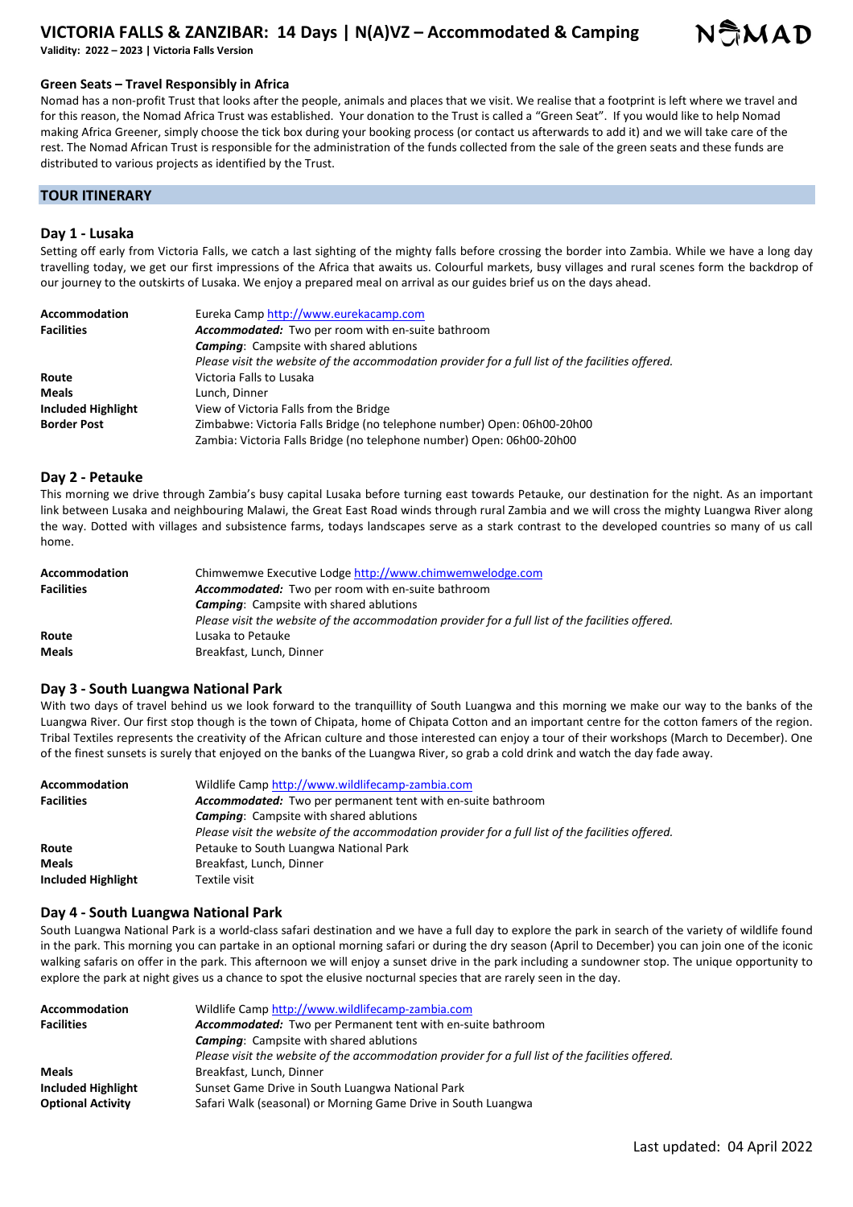## Green Seats – Travel Responsibly in Africa

Nomad has a non-profit Trust that looks after the people, animals and places that we visit. We realise that a footprint is left where we travel and for this reason, the Nomad Africa Trust was established. Your donation to the Trust is called a "Green Seat". If you would like to help Nomad making Africa Greener, simply choose the tick box during your booking process (or contact us afterwards to add it) and we will take care of the rest. The Nomad African Trust is responsible for the administration of the funds collected from the sale of the green seats and these funds are distributed to various projects as identified by the Trust.

## TOUR ITINERARY

### Day 1 - Lusaka

Setting off early from Victoria Falls, we catch a last sighting of the mighty falls before crossing the border into Zambia. While we have a long day travelling today, we get our first impressions of the Africa that awaits us. Colourful markets, busy villages and rural scenes form the backdrop of our journey to the outskirts of Lusaka. We enjoy a prepared meal on arrival as our guides brief us on the days ahead.

| | |
|---|---|
| **Accommodation** | Eureka Camp http://www.eurekacamp.com |
| **Facilities** | ***Accommodated:*** Two per room with en-suite bathroom<br>***Camping***: Campsite with shared ablutions<br>*Please visit the website of the accommodation provider for a full list of the facilities offered.* |
| **Route** | Victoria Falls to Lusaka |
| **Meals** | Lunch, Dinner |
| **Included Highlight** | View of Victoria Falls from the Bridge |
| **Border Post** | Zimbabwe: Victoria Falls Bridge (no telephone number) Open: 06h00-20h00<br>Zambia: Victoria Falls Bridge (no telephone number) Open: 06h00-20h00 |

### Day 2 - Petauke

This morning we drive through Zambia's busy capital Lusaka before turning east towards Petauke, our destination for the night. As an important link between Lusaka and neighbouring Malawi, the Great East Road winds through rural Zambia and we will cross the mighty Luangwa River along the way. Dotted with villages and subsistence farms, todays landscapes serve as a stark contrast to the developed countries so many of us call home.

| | |
|---|---|
| **Accommodation** | Chimwemwe Executive Lodge http://www.chimwemwelodge.com |
| **Facilities** | ***Accommodated:*** Two per room with en-suite bathroom<br>***Camping***: Campsite with shared ablutions<br>*Please visit the website of the accommodation provider for a full list of the facilities offered.* |
| **Route** | Lusaka to Petauke |
| **Meals** | Breakfast, Lunch, Dinner |

### Day 3 - South Luangwa National Park

With two days of travel behind us we look forward to the tranquillity of South Luangwa and this morning we make our way to the banks of the Luangwa River. Our first stop though is the town of Chipata, home of Chipata Cotton and an important centre for the cotton famers of the region. Tribal Textiles represents the creativity of the African culture and those interested can enjoy a tour of their workshops (March to December). One of the finest sunsets is surely that enjoyed on the banks of the Luangwa River, so grab a cold drink and watch the day fade away.

| | |
|---|---|
| **Accommodation** | Wildlife Camp http://www.wildlifecamp-zambia.com |
| **Facilities** | ***Accommodated:*** Two per permanent tent with en-suite bathroom<br>***Camping***: Campsite with shared ablutions<br>*Please visit the website of the accommodation provider for a full list of the facilities offered.* |
| **Route** | Petauke to South Luangwa National Park |
| **Meals** | Breakfast, Lunch, Dinner |
| **Included Highlight** | Textile visit |

### Day 4 - South Luangwa National Park

South Luangwa National Park is a world-class safari destination and we have a full day to explore the park in search of the variety of wildlife found in the park. This morning you can partake in an optional morning safari or during the dry season (April to December) you can join one of the iconic walking safaris on offer in the park. This afternoon we will enjoy a sunset drive in the park including a sundowner stop. The unique opportunity to explore the park at night gives us a chance to spot the elusive nocturnal species that are rarely seen in the day.

| | |
|---|---|
| **Accommodation** | Wildlife Camp http://www.wildlifecamp-zambia.com |
| **Facilities** | ***Accommodated:*** Two per Permanent tent with en-suite bathroom<br>***Camping***: Campsite with shared ablutions<br>*Please visit the website of the accommodation provider for a full list of the facilities offered.* |
| **Meals** | Breakfast, Lunch, Dinner |
| **Included Highlight** | Sunset Game Drive in South Luangwa National Park |
| **Optional Activity** | Safari Walk (seasonal) or Morning Game Drive in South Luangwa |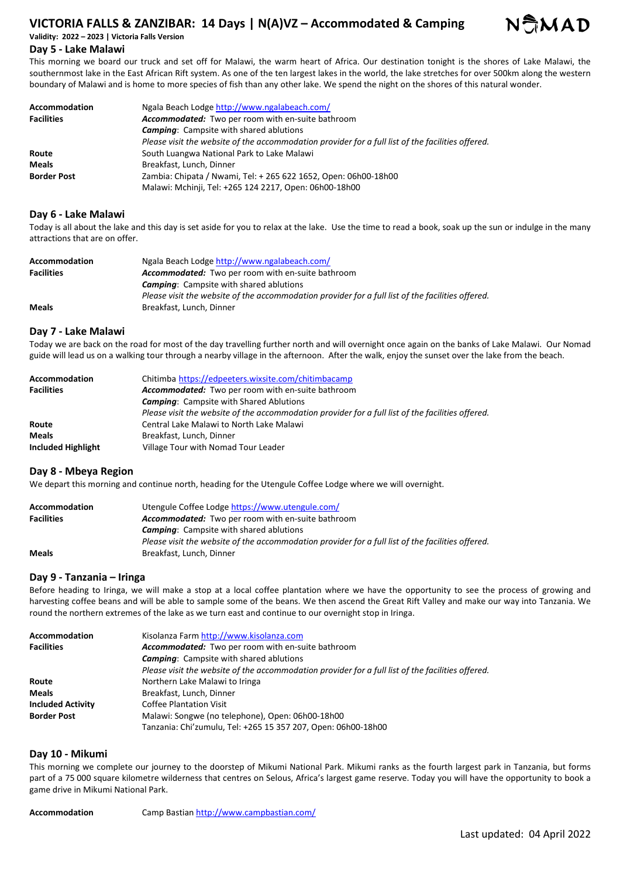## Day 5 - Lake Malawi

This morning we board our truck and set off for Malawi, the warm heart of Africa. Our destination tonight is the shores of Lake Malawi, the southernmost lake in the East African Rift system. As one of the ten largest lakes in the world, the lake stretches for over 500km along the western boundary of Malawi and is home to more species of fish than any other lake. We spend the night on the shores of this natural wonder.

| | |
|---|---|
| **Accommodation** | Ngala Beach Lodge http://www.ngalabeach.com/ |
| **Facilities** | ***Accommodated:*** Two per room with en-suite bathroom |
| | ***Camping***: Campsite with shared ablutions |
| | *Please visit the website of the accommodation provider for a full list of the facilities offered.* |
| **Route** | South Luangwa National Park to Lake Malawi |
| **Meals** | Breakfast, Lunch, Dinner |
| **Border Post** | Zambia: Chipata / Nwami, Tel: + 265 622 1652, Open: 06h00-18h00 |
| | Malawi: Mchinji, Tel: +265 124 2217, Open: 06h00-18h00 |

## Day 6 - Lake Malawi

Today is all about the lake and this day is set aside for you to relax at the lake. Use the time to read a book, soak up the sun or indulge in the many attractions that are on offer.

| | |
|---|---|
| **Accommodation** | Ngala Beach Lodge http://www.ngalabeach.com/ |
| **Facilities** | ***Accommodated:*** Two per room with en-suite bathroom |
| | ***Camping***: Campsite with shared ablutions |
| | *Please visit the website of the accommodation provider for a full list of the facilities offered.* |
| **Meals** | Breakfast, Lunch, Dinner |

## Day 7 - Lake Malawi

Today we are back on the road for most of the day travelling further north and will overnight once again on the banks of Lake Malawi. Our Nomad guide will lead us on a walking tour through a nearby village in the afternoon. After the walk, enjoy the sunset over the lake from the beach.

| | |
|---|---|
| **Accommodation** | Chitimba https://edpeeters.wixsite.com/chitimbacamp |
| **Facilities** | ***Accommodated:*** Two per room with en-suite bathroom |
| | ***Camping***: Campsite with Shared Ablutions |
| | *Please visit the website of the accommodation provider for a full list of the facilities offered.* |
| **Route** | Central Lake Malawi to North Lake Malawi |
| **Meals** | Breakfast, Lunch, Dinner |
| **Included Highlight** | Village Tour with Nomad Tour Leader |

## Day 8 - Mbeya Region

We depart this morning and continue north, heading for the Utengule Coffee Lodge where we will overnight.

| | |
|---|---|
| **Accommodation** | Utengule Coffee Lodge https://www.utengule.com/ |
| **Facilities** | ***Accommodated:*** Two per room with en-suite bathroom |
| | ***Camping***: Campsite with shared ablutions |
| | *Please visit the website of the accommodation provider for a full list of the facilities offered.* |
| **Meals** | Breakfast, Lunch, Dinner |

## Day 9 - Tanzania – Iringa

Before heading to Iringa, we will make a stop at a local coffee plantation where we have the opportunity to see the process of growing and harvesting coffee beans and will be able to sample some of the beans. We then ascend the Great Rift Valley and make our way into Tanzania. We round the northern extremes of the lake as we turn east and continue to our overnight stop in Iringa.

| | |
|---|---|
| **Accommodation** | Kisolanza Farm http://www.kisolanza.com |
| **Facilities** | ***Accommodated:*** Two per room with en-suite bathroom |
| | ***Camping***: Campsite with shared ablutions |
| | *Please visit the website of the accommodation provider for a full list of the facilities offered.* |
| **Route** | Northern Lake Malawi to Iringa |
| **Meals** | Breakfast, Lunch, Dinner |
| **Included Activity** | Coffee Plantation Visit |
| **Border Post** | Malawi: Songwe (no telephone), Open: 06h00-18h00 |
| | Tanzania: Chi'zumulu, Tel: +265 15 357 207, Open: 06h00-18h00 |

## Day 10 - Mikumi

This morning we complete our journey to the doorstep of Mikumi National Park. Mikumi ranks as the fourth largest park in Tanzania, but forms part of a 75 000 square kilometre wilderness that centres on Selous, Africa's largest game reserve. Today you will have the opportunity to book a game drive in Mikumi National Park.

| | |
|---|---|
| **Accommodation** | Camp Bastian http://www.campbastian.com/ |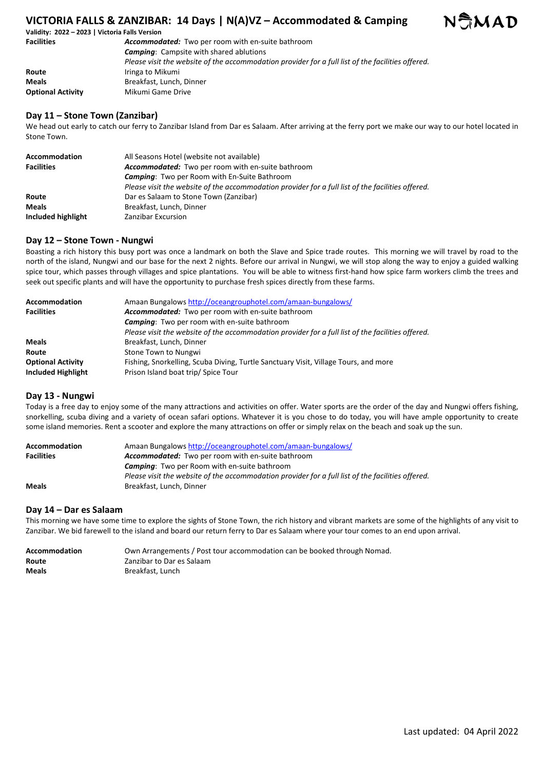| | |
|---|---|
| **Facilities** | ***Accommodated:*** Two per room with en-suite bathroom |
| | ***Camping***: Campsite with shared ablutions |
| | *Please visit the website of the accommodation provider for a full list of the facilities offered.* |
| **Route** | Iringa to Mikumi |
| **Meals** | Breakfast, Lunch, Dinner |
| **Optional Activity** | Mikumi Game Drive |

## Day 11 – Stone Town (Zanzibar)

We head out early to catch our ferry to Zanzibar Island from Dar es Salaam. After arriving at the ferry port we make our way to our hotel located in Stone Town.

| | |
|---|---|
| **Accommodation** | All Seasons Hotel (website not available) |
| **Facilities** | ***Accommodated:*** Two per room with en-suite bathroom |
| | ***Camping***: Two per Room with En-Suite Bathroom |
| | *Please visit the website of the accommodation provider for a full list of the facilities offered.* |
| **Route** | Dar es Salaam to Stone Town (Zanzibar) |
| **Meals** | Breakfast, Lunch, Dinner |
| **Included highlight** | Zanzibar Excursion |

## Day 12 – Stone Town - Nungwi

Boasting a rich history this busy port was once a landmark on both the Slave and Spice trade routes. This morning we will travel by road to the north of the island, Nungwi and our base for the next 2 nights. Before our arrival in Nungwi, we will stop along the way to enjoy a guided walking spice tour, which passes through villages and spice plantations. You will be able to witness first-hand how spice farm workers climb the trees and seek out specific plants and will have the opportunity to purchase fresh spices directly from these farms.

| | |
|---|---|
| **Accommodation** | Amaan Bungalows http://oceangrouphotel.com/amaan-bungalows/ |
| **Facilities** | ***Accommodated:*** Two per room with en-suite bathroom |
| | ***Camping***: Two per room with en-suite bathroom |
| | *Please visit the website of the accommodation provider for a full list of the facilities offered.* |
| **Meals** | Breakfast, Lunch, Dinner |
| **Route** | Stone Town to Nungwi |
| **Optional Activity** | Fishing, Snorkelling, Scuba Diving, Turtle Sanctuary Visit, Village Tours, and more |
| **Included Highlight** | Prison Island boat trip/ Spice Tour |

## Day 13 - Nungwi

Today is a free day to enjoy some of the many attractions and activities on offer. Water sports are the order of the day and Nungwi offers fishing, snorkelling, scuba diving and a variety of ocean safari options. Whatever it is you chose to do today, you will have ample opportunity to create some island memories. Rent a scooter and explore the many attractions on offer or simply relax on the beach and soak up the sun.

| | |
|---|---|
| **Accommodation** | Amaan Bungalows http://oceangrouphotel.com/amaan-bungalows/ |
| **Facilities** | ***Accommodated:*** Two per room with en-suite bathroom |
| | ***Camping***: Two per Room with en-suite bathroom |
| | *Please visit the website of the accommodation provider for a full list of the facilities offered.* |
| **Meals** | Breakfast, Lunch, Dinner |

## Day 14 – Dar es Salaam

This morning we have some time to explore the sights of Stone Town, the rich history and vibrant markets are some of the highlights of any visit to Zanzibar. We bid farewell to the island and board our return ferry to Dar es Salaam where your tour comes to an end upon arrival.

| | |
|---|---|
| **Accommodation** | Own Arrangements / Post tour accommodation can be booked through Nomad. |
| **Route** | Zanzibar to Dar es Salaam |
| **Meals** | Breakfast, Lunch |

Last updated: 04 April 2022